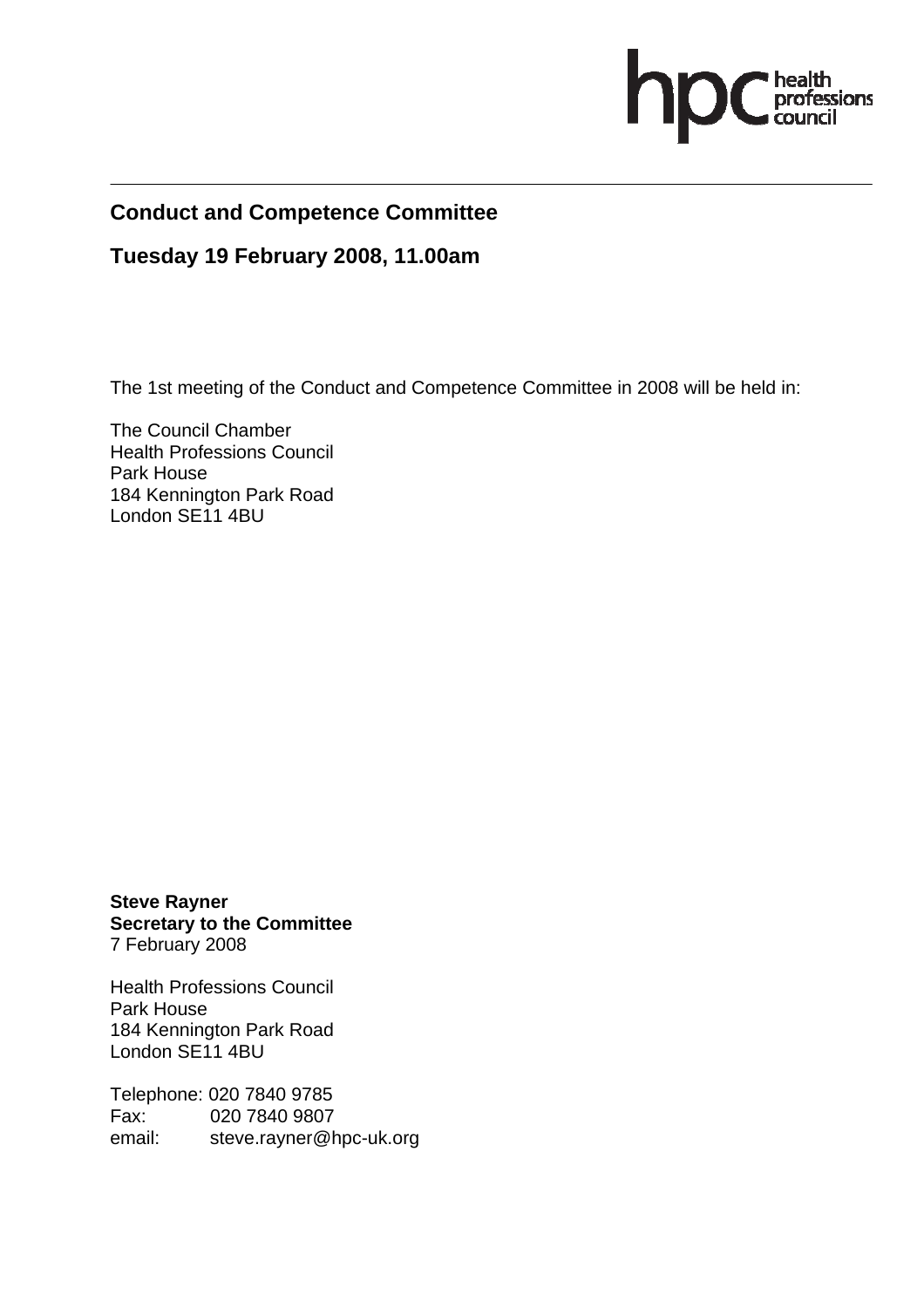hpc health professions council

## Conduct and Competence Committee

## Tuesday 19 February 2008, 11.00am

The 1st meeting of the Conduct and Competence Committee in 2008 will be held in:

The Council Chamber
Health Professions Council
Park House
184 Kennington Park Road
London SE11 4BU

**Steve Rayner**
**Secretary to the Committee**
7 February 2008

Health Professions Council
Park House
184 Kennington Park Road
London SE11 4BU

Telephone: 020 7840 9785
Fax: 020 7840 9807
email: steve.rayner@hpc-uk.org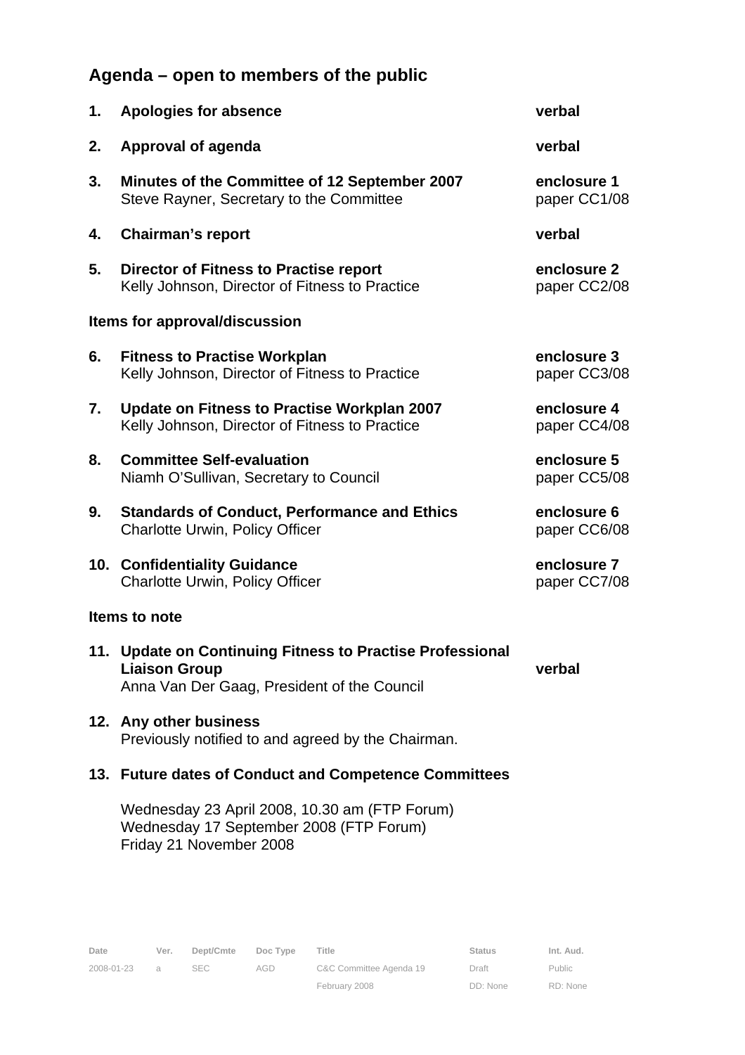## Agenda – open to members of the public

| | | |
|---|---|---|
| **1.** | **Apologies for absence** | **verbal** |
| **2.** | **Approval of agenda** | **verbal** |
| **3.** | **Minutes of the Committee of 12 September 2007**<br>Steve Rayner, Secretary to the Committee | **enclosure 1**<br>paper CC1/08 |
| **4.** | **Chairman's report** | **verbal** |
| **5.** | **Director of Fitness to Practise report**<br>Kelly Johnson, Director of Fitness to Practice | **enclosure 2**<br>paper CC2/08 |

### Items for approval/discussion

| | | |
|---|---|---|
| **6.** | **Fitness to Practise Workplan**<br>Kelly Johnson, Director of Fitness to Practice | **enclosure 3**<br>paper CC3/08 |
| **7.** | **Update on Fitness to Practise Workplan 2007**<br>Kelly Johnson, Director of Fitness to Practice | **enclosure 4**<br>paper CC4/08 |
| **8.** | **Committee Self-evaluation**<br>Niamh O'Sullivan, Secretary to Council | **enclosure 5**<br>paper CC5/08 |
| **9.** | **Standards of Conduct, Performance and Ethics**<br>Charlotte Urwin, Policy Officer | **enclosure 6**<br>paper CC6/08 |
| **10.** | **Confidentiality Guidance**<br>Charlotte Urwin, Policy Officer | **enclosure 7**<br>paper CC7/08 |

### Items to note

| | | |
|---|---|---|
| **11.** | **Update on Continuing Fitness to Practise Professional Liaison Group**<br>Anna Van Der Gaag, President of the Council | **verbal** |
| **12.** | **Any other business**<br>Previously notified to and agreed by the Chairman. | |
| **13.** | **Future dates of Conduct and Competence Committees** | |

Wednesday 23 April 2008, 10.30 am (FTP Forum)
Wednesday 17 September 2008 (FTP Forum)
Friday 21 November 2008

| Date | Ver. | Dept/Cmte | Doc Type | Title | Status | Int. Aud. |
|---|---|---|---|---|---|---|
| 2008-01-23 | a | SEC | AGD | C&C Committee Agenda 19 February 2008 | Draft<br>DD: None | Public<br>RD: None |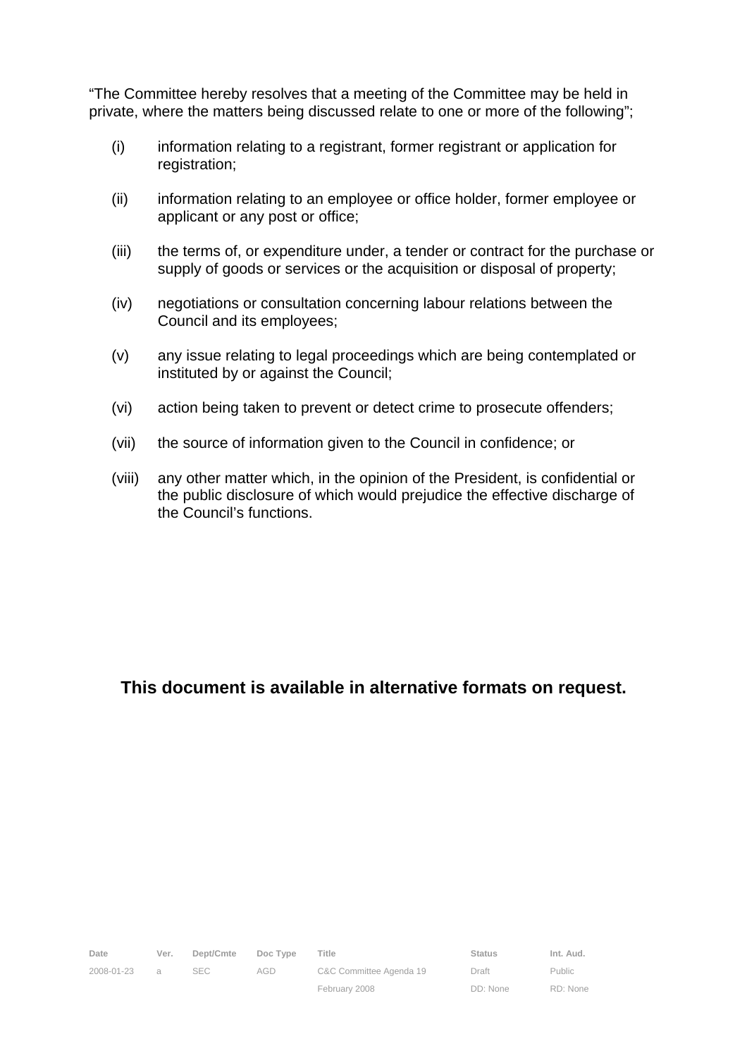“The Committee hereby resolves that a meeting of the Committee may be held in private, where the matters being discussed relate to one or more of the following”;

(i) information relating to a registrant, former registrant or application for registration;

(ii) information relating to an employee or office holder, former employee or applicant or any post or office;

(iii) the terms of, or expenditure under, a tender or contract for the purchase or supply of goods or services or the acquisition or disposal of property;

(iv) negotiations or consultation concerning labour relations between the Council and its employees;

(v) any issue relating to legal proceedings which are being contemplated or instituted by or against the Council;

(vi) action being taken to prevent or detect crime to prosecute offenders;

(vii) the source of information given to the Council in confidence; or

(viii) any other matter which, in the opinion of the President, is confidential or the public disclosure of which would prejudice the effective discharge of the Council’s functions.

**This document is available in alternative formats on request.**